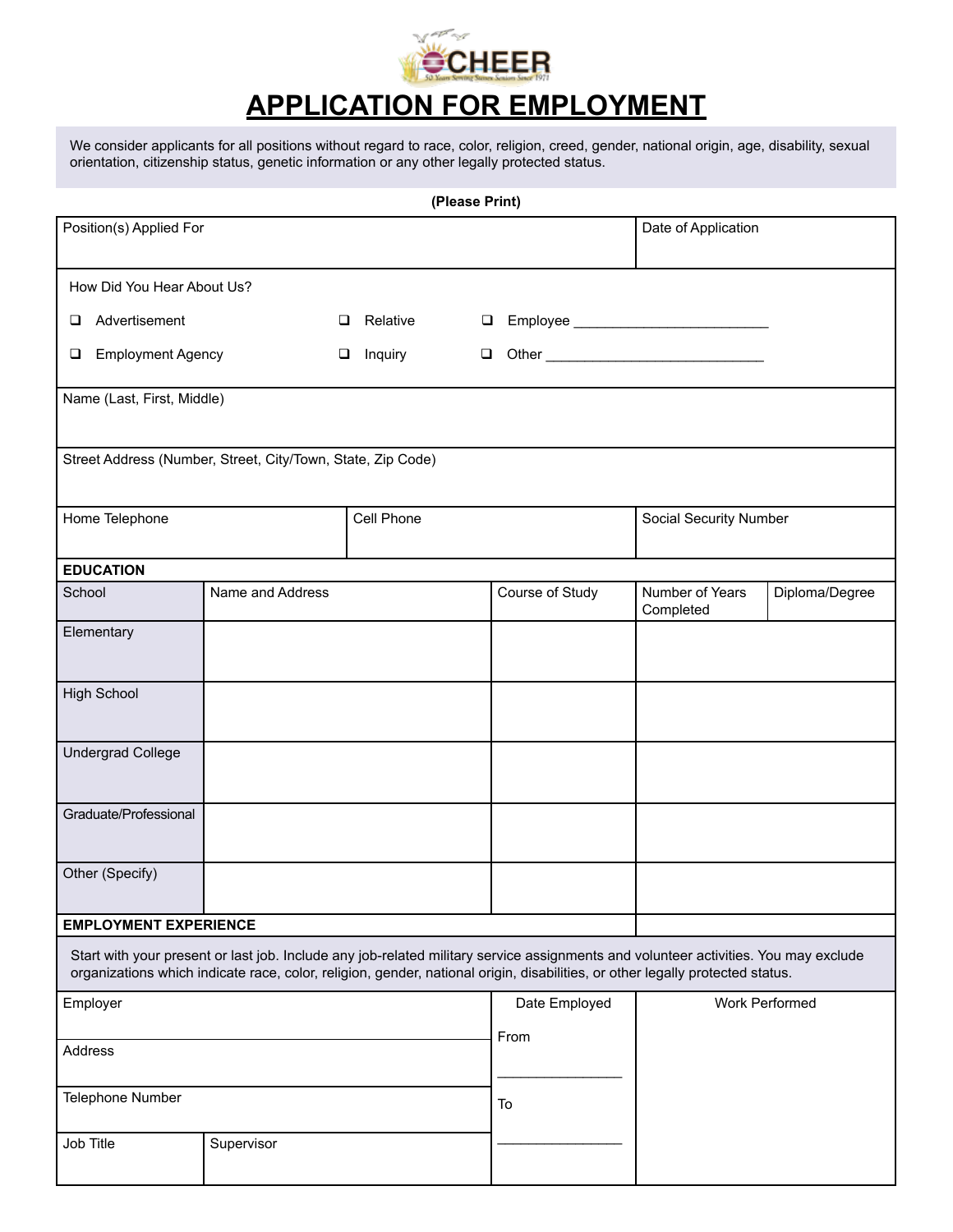CHEER

50 Years Serving Sussex Seniors Since 1971

# APPLICATION FOR EMPLOYMENT

We consider applicants for all positions without regard to race, color, religion, creed, gender, national origin, age, disability, sexual orientation, citizenship status, genetic information or any other legally protected status.

**(Please Print)**

| Position(s) Applied For | Date of Application |
|---|---|
| | |

How Did You Hear About Us?

- ❑ Advertisement
- ❑ Relative
- ❑ Employee ___________________________
- ❑ Employment Agency
- ❑ Inquiry
- ❑ Other ______________________________

| Name (Last, First, Middle) | | |
|---|---|---|
| **Street Address (Number, Street, City/Town, State, Zip Code)** | | |
| **Home Telephone** | **Cell Phone** | **Social Security Number** |
| | | |

**EDUCATION**

| School | Name and Address | Course of Study | Number of Years Completed | Diploma/Degree |
|---|---|---|---|---|
| Elementary | | | | |
| High School | | | | |
| Undergrad College | | | | |
| Graduate/Professional | | | | |
| Other (Specify) | | | | |

**EMPLOYMENT EXPERIENCE**

Start with your present or last job. Include any job-related military service assignments and volunteer activities. You may exclude organizations which indicate race, color, religion, gender, national origin, disabilities, or other legally protected status.

| Employer | | Date Employed | Work Performed |
|---|---|---|---|
| Address | | From ________________ | |
| Telephone Number | | To ________________ | |
| Job Title | Supervisor | | |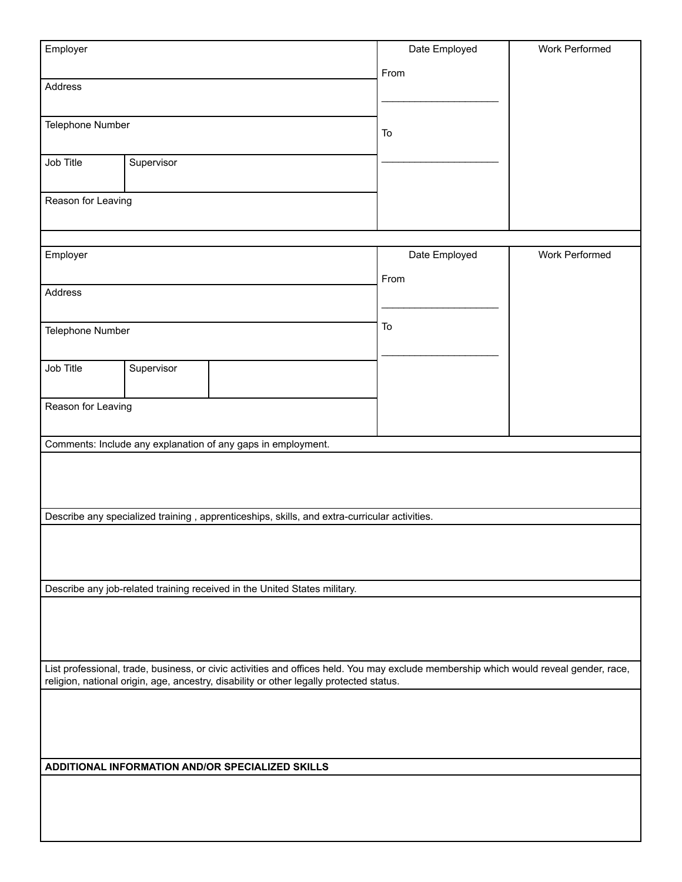| Employer | | Date Employed | Work Performed |
|---|---|---|---|
| Address | | From ____________________ | |
| Telephone Number | | To ____________________ | |
| Job Title | Supervisor | | |
| Reason for Leaving | | | |

| Employer | | | Date Employed | Work Performed |
|---|---|---|---|---|
| Address | | | From ____________________ | |
| Telephone Number | | | To ____________________ | |
| Job Title | Supervisor | | | |
| Reason for Leaving | | | | |

Comments: Include any explanation of any gaps in employment.

Describe any specialized training , apprenticeships, skills, and extra-curricular activities.

Describe any job-related training received in the United States military.

List professional, trade, business, or civic activities and offices held. You may exclude membership which would reveal gender, race, religion, national origin, age, ancestry, disability or other legally protected status.

**ADDITIONAL INFORMATION AND/OR SPECIALIZED SKILLS**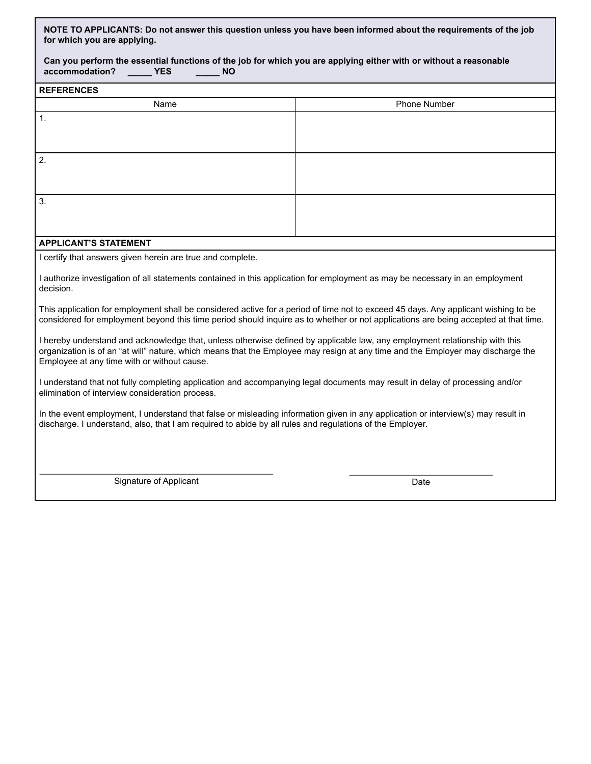**NOTE TO APPLICANTS: Do not answer this question unless you have been informed about the requirements of the job for which you are applying.**

**Can you perform the essential functions of the job for which you are applying either with or without a reasonable accommodation? _____ YES _____ NO**

**REFERENCES**

| Name | Phone Number |
| --- | --- |
| 1. | |
| 2. | |
| 3. | |

**APPLICANT'S STATEMENT**

I certify that answers given herein are true and complete.

I authorize investigation of all statements contained in this application for employment as may be necessary in an employment decision.

This application for employment shall be considered active for a period of time not to exceed 45 days. Any applicant wishing to be considered for employment beyond this time period should inquire as to whether or not applications are being accepted at that time.

I hereby understand and acknowledge that, unless otherwise defined by applicable law, any employment relationship with this organization is of an "at will" nature, which means that the Employee may resign at any time and the Employer may discharge the Employee at any time with or without cause.

I understand that not fully completing application and accompanying legal documents may result in delay of processing and/or elimination of interview consideration process.

In the event employment, I understand that false or misleading information given in any application or interview(s) may result in discharge. I understand, also, that I am required to abide by all rules and regulations of the Employer.

_______________________________________________ Signature of Applicant

______________________________ Date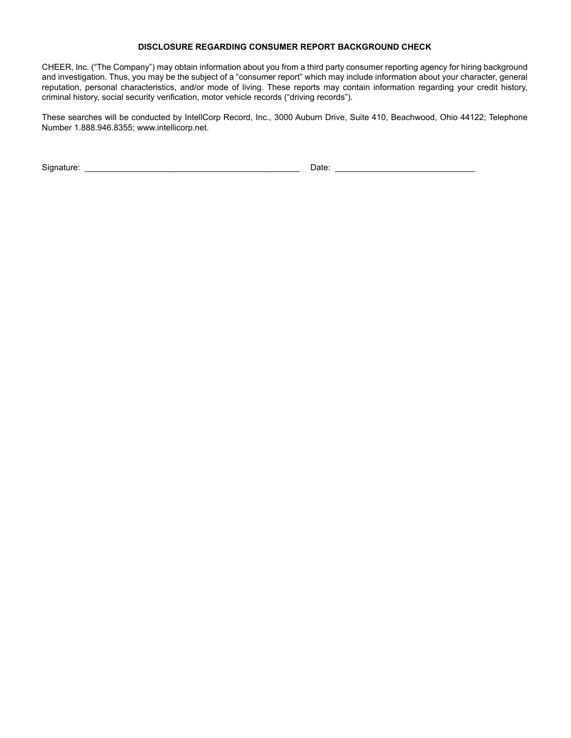**DISCLOSURE REGARDING CONSUMER REPORT BACKGROUND CHECK**

CHEER, Inc. ("The Company") may obtain information about you from a third party consumer reporting agency for hiring background and investigation. Thus, you may be the subject of a "consumer report" which may include information about your character, general reputation, personal characteristics, and/or mode of living. These reports may contain information regarding your credit history, criminal history, social security verification, motor vehicle records ("driving records").

These searches will be conducted by IntellCorp Record, Inc., 3000 Auburn Drive, Suite 410, Beachwood, Ohio 44122; Telephone Number 1.888.946.8355; www.intellicorp.net.

Signature: _______________________________________________ Date: ______________________________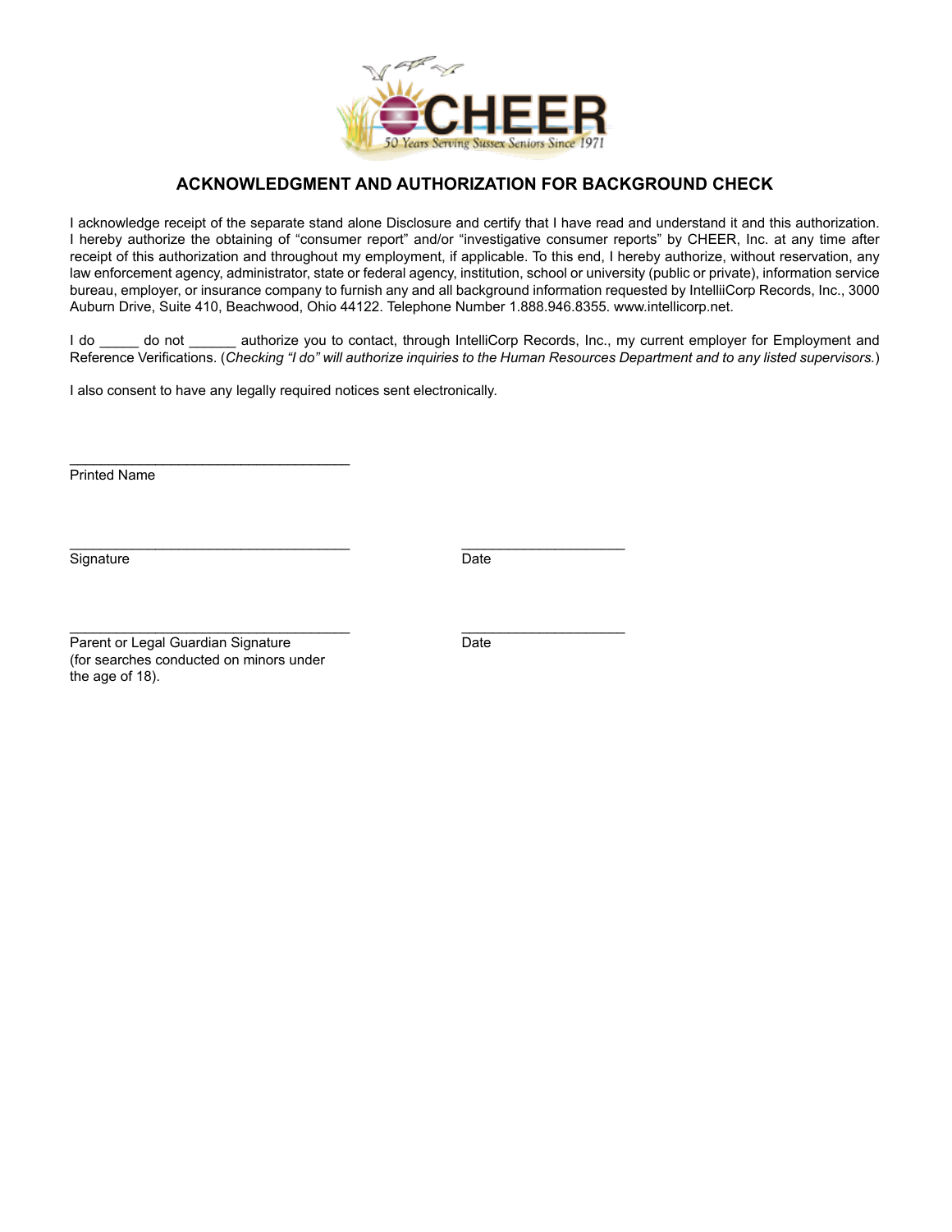CHEER

50 Years Serving Sussex Seniors Since 1971

## ACKNOWLEDGMENT AND AUTHORIZATION FOR BACKGROUND CHECK

I acknowledge receipt of the separate stand alone Disclosure and certify that I have read and understand it and this authorization. I hereby authorize the obtaining of "consumer report" and/or "investigative consumer reports" by CHEER, Inc. at any time after receipt of this authorization and throughout my employment, if applicable. To this end, I hereby authorize, without reservation, any law enforcement agency, administrator, state or federal agency, institution, school or university (public or private), information service bureau, employer, or insurance company to furnish any and all background information requested by IntelliiCorp Records, Inc., 3000 Auburn Drive, Suite 410, Beachwood, Ohio 44122. Telephone Number 1.888.946.8355. www.intellicorp.net.

I do _____ do not ______ authorize you to contact, through IntelliCorp Records, Inc., my current employer for Employment and Reference Verifications. (*Checking "I do" will authorize inquiries to the Human Resources Department and to any listed supervisors.*)

I also consent to have any legally required notices sent electronically.

____________________________________
Printed Name

____________________________________ ____________________
Signature Date

____________________________________ ____________________
Parent or Legal Guardian Signature Date
(for searches conducted on minors under the age of 18).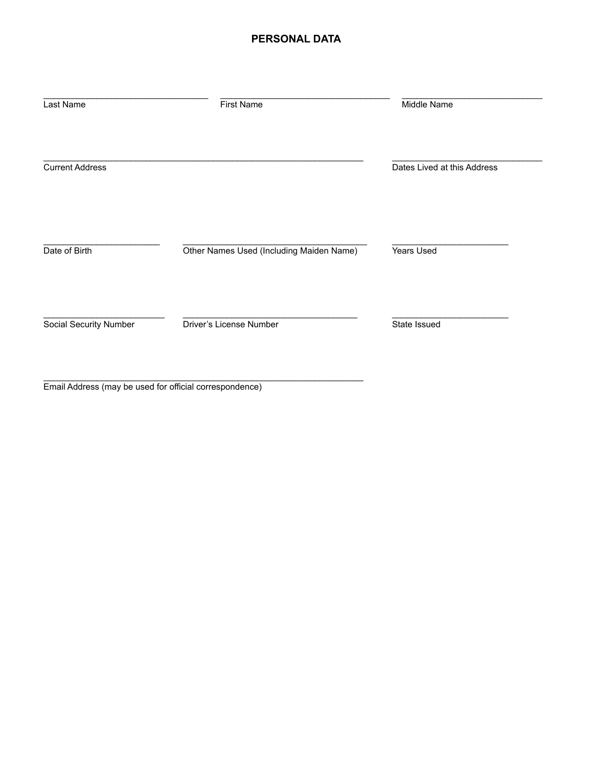## PERSONAL DATA

| ___________________________________ | ___________________________________ | ___________________________________ |
|---|---|---|
| Last Name | First Name | Middle Name |

| ___________________________________________________________________ | ________________________________ |
|---|---|
| Current Address | Dates Lived at this Address |

| _________________________ | _______________________________________ | _________________________ |
|---|---|---|
| Date of Birth | Other Names Used (Including Maiden Name) | Years Used |

| __________________________ | _____________________________________ | _________________________ |
|---|---|---|
| Social Security Number | Driver's License Number | State Issued |

___________________________________________________________________

Email Address (may be used for official correspondence)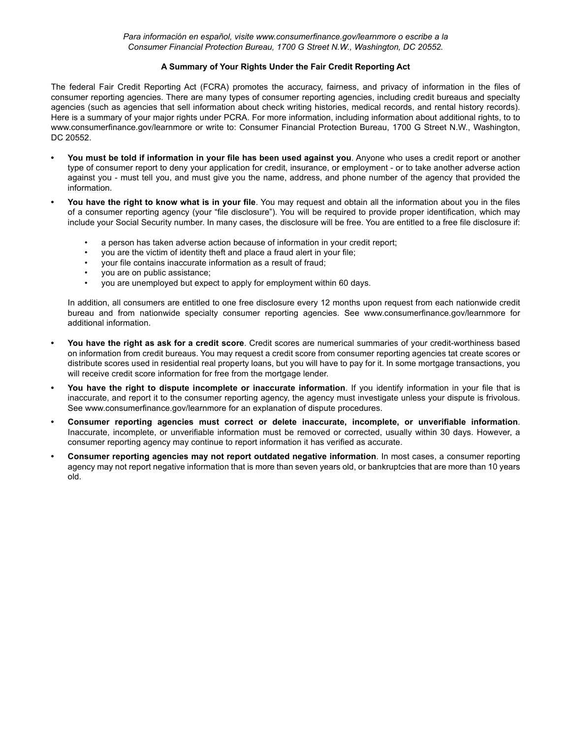*Para información en español, visite www.consumerfinance.gov/learnmore o escribe a la Consumer Financial Protection Bureau, 1700 G Street N.W., Washington, DC 20552.*

**A Summary of Your Rights Under the Fair Credit Reporting Act**

The federal Fair Credit Reporting Act (FCRA) promotes the accuracy, fairness, and privacy of information in the files of consumer reporting agencies. There are many types of consumer reporting agencies, including credit bureaus and specialty agencies (such as agencies that sell information about check writing histories, medical records, and rental history records). Here is a summary of your major rights under PCRA. For more information, including information about additional rights, to to www.consumerfinance.gov/learnmore or write to: Consumer Financial Protection Bureau, 1700 G Street N.W., Washington, DC 20552.

- **You must be told if information in your file has been used against you**. Anyone who uses a credit report or another type of consumer report to deny your application for credit, insurance, or employment - or to take another adverse action against you - must tell you, and must give you the name, address, and phone number of the agency that provided the information.
- **You have the right to know what is in your file**. You may request and obtain all the information about you in the files of a consumer reporting agency (your "file disclosure"). You will be required to provide proper identification, which may include your Social Security number. In many cases, the disclosure will be free. You are entitled to a free file disclosure if:
  - a person has taken adverse action because of information in your credit report;
  - you are the victim of identity theft and place a fraud alert in your file;
  - your file contains inaccurate information as a result of fraud;
  - you are on public assistance;
  - you are unemployed but expect to apply for employment within 60 days.

  In addition, all consumers are entitled to one free disclosure every 12 months upon request from each nationwide credit bureau and from nationwide specialty consumer reporting agencies. See www.consumerfinance.gov/learnmore for additional information.
- **You have the right as ask for a credit score**. Credit scores are numerical summaries of your credit-worthiness based on information from credit bureaus. You may request a credit score from consumer reporting agencies tat create scores or distribute scores used in residential real property loans, but you will have to pay for it. In some mortgage transactions, you will receive credit score information for free from the mortgage lender.
- **You have the right to dispute incomplete or inaccurate information**. If you identify information in your file that is inaccurate, and report it to the consumer reporting agency, the agency must investigate unless your dispute is frivolous. See www.consumerfinance.gov/learnmore for an explanation of dispute procedures.
- **Consumer reporting agencies must correct or delete inaccurate, incomplete, or unverifiable information**. Inaccurate, incomplete, or unverifiable information must be removed or corrected, usually within 30 days. However, a consumer reporting agency may continue to report information it has verified as accurate.
- **Consumer reporting agencies may not report outdated negative information**. In most cases, a consumer reporting agency may not report negative information that is more than seven years old, or bankruptcies that are more than 10 years old.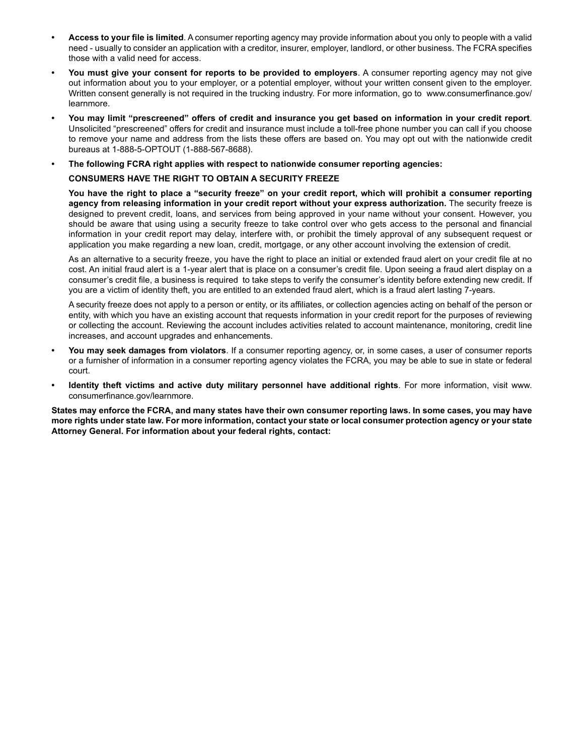- **Access to your file is limited**. A consumer reporting agency may provide information about you only to people with a valid need - usually to consider an application with a creditor, insurer, employer, landlord, or other business. The FCRA specifies those with a valid need for access.
- **You must give your consent for reports to be provided to employers**. A consumer reporting agency may not give out information about you to your employer, or a potential employer, without your written consent given to the employer. Written consent generally is not required in the trucking industry. For more information, go to www.consumerfinance.gov/learnmore.
- **You may limit "prescreened" offers of credit and insurance you get based on information in your credit report**. Unsolicited "prescreened" offers for credit and insurance must include a toll-free phone number you can call if you choose to remove your name and address from the lists these offers are based on. You may opt out with the nationwide credit bureaus at 1-888-5-OPTOUT (1-888-567-8688).
- **The following FCRA right applies with respect to nationwide consumer reporting agencies:**

  **CONSUMERS HAVE THE RIGHT TO OBTAIN A SECURITY FREEZE**

  **You have the right to place a "security freeze" on your credit report, which will prohibit a consumer reporting agency from releasing information in your credit report without your express authorization.** The security freeze is designed to prevent credit, loans, and services from being approved in your name without your consent. However, you should be aware that using using a security freeze to take control over who gets access to the personal and financial information in your credit report may delay, interfere with, or prohibit the timely approval of any subsequent request or application you make regarding a new loan, credit, mortgage, or any other account involving the extension of credit.

  As an alternative to a security freeze, you have the right to place an initial or extended fraud alert on your credit file at no cost. An initial fraud alert is a 1-year alert that is place on a consumer's credit file. Upon seeing a fraud alert display on a consumer's credit file, a business is required to take steps to verify the consumer's identity before extending new credit. If you are a victim of identity theft, you are entitled to an extended fraud alert, which is a fraud alert lasting 7-years.

  A security freeze does not apply to a person or entity, or its affiliates, or collection agencies acting on behalf of the person or entity, with which you have an existing account that requests information in your credit report for the purposes of reviewing or collecting the account. Reviewing the account includes activities related to account maintenance, monitoring, credit line increases, and account upgrades and enhancements.
- **You may seek damages from violators**. If a consumer reporting agency, or, in some cases, a user of consumer reports or a furnisher of information in a consumer reporting agency violates the FCRA, you may be able to sue in state or federal court.
- **Identity theft victims and active duty military personnel have additional rights**. For more information, visit www.consumerfinance.gov/learnmore.

**States may enforce the FCRA, and many states have their own consumer reporting laws. In some cases, you may have more rights under state law. For more information, contact your state or local consumer protection agency or your state Attorney General. For information about your federal rights, contact:**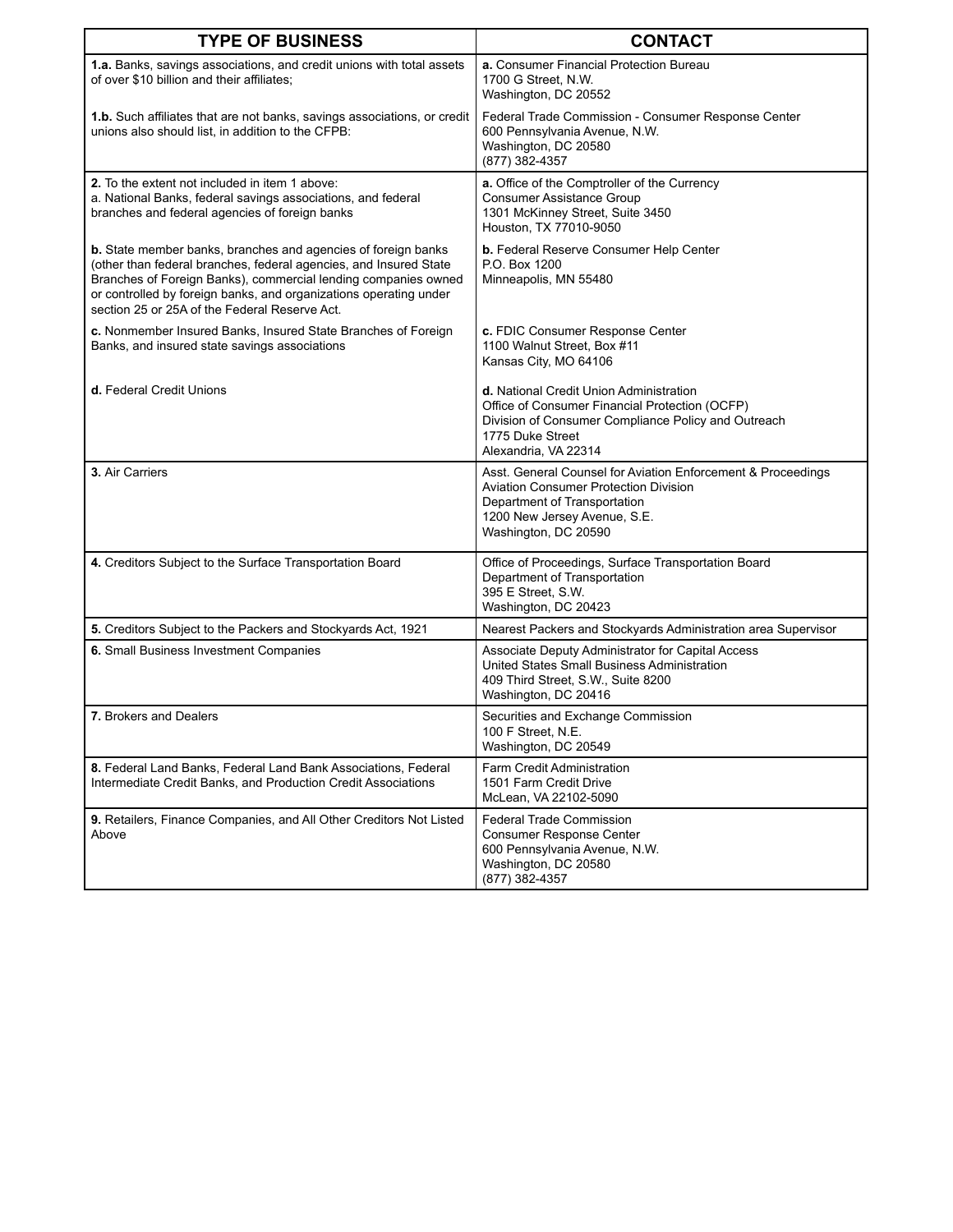| TYPE OF BUSINESS | CONTACT |
| --- | --- |
| **1.a.** Banks, savings associations, and credit unions with total assets of over $10 billion and their affiliates;<br><br>**1.b.** Such affiliates that are not banks, savings associations, or credit unions also should list, in addition to the CFPB: | **a.** Consumer Financial Protection Bureau<br>1700 G Street, N.W.<br>Washington, DC 20552<br><br>Federal Trade Commission - Consumer Response Center<br>600 Pennsylvania Avenue, N.W.<br>Washington, DC 20580<br>(877) 382-4357 |
| **2.** To the extent not included in item 1 above:<br>a. National Banks, federal savings associations, and federal branches and federal agencies of foreign banks<br><br>**b.** State member banks, branches and agencies of foreign banks (other than federal branches, federal agencies, and Insured State Branches of Foreign Banks), commercial lending companies owned or controlled by foreign banks, and organizations operating under section 25 or 25A of the Federal Reserve Act.<br><br>**c.** Nonmember Insured Banks, Insured State Branches of Foreign Banks, and insured state savings associations<br><br>**d.** Federal Credit Unions | **a.** Office of the Comptroller of the Currency<br>Consumer Assistance Group<br>1301 McKinney Street, Suite 3450<br>Houston, TX 77010-9050<br><br>**b.** Federal Reserve Consumer Help Center<br>P.O. Box 1200<br>Minneapolis, MN 55480<br><br>**c.** FDIC Consumer Response Center<br>1100 Walnut Street, Box #11<br>Kansas City, MO 64106<br><br>**d.** National Credit Union Administration<br>Office of Consumer Financial Protection (OCFP)<br>Division of Consumer Compliance Policy and Outreach<br>1775 Duke Street<br>Alexandria, VA 22314 |
| **3.** Air Carriers | Asst. General Counsel for Aviation Enforcement & Proceedings<br>Aviation Consumer Protection Division<br>Department of Transportation<br>1200 New Jersey Avenue, S.E.<br>Washington, DC 20590 |
| **4.** Creditors Subject to the Surface Transportation Board | Office of Proceedings, Surface Transportation Board<br>Department of Transportation<br>395 E Street, S.W.<br>Washington, DC 20423 |
| **5.** Creditors Subject to the Packers and Stockyards Act, 1921 | Nearest Packers and Stockyards Administration area Supervisor |
| **6.** Small Business Investment Companies | Associate Deputy Administrator for Capital Access<br>United States Small Business Administration<br>409 Third Street, S.W., Suite 8200<br>Washington, DC 20416 |
| **7.** Brokers and Dealers | Securities and Exchange Commission<br>100 F Street, N.E.<br>Washington, DC 20549 |
| **8.** Federal Land Banks, Federal Land Bank Associations, Federal Intermediate Credit Banks, and Production Credit Associations | Farm Credit Administration<br>1501 Farm Credit Drive<br>McLean, VA 22102-5090 |
| **9.** Retailers, Finance Companies, and All Other Creditors Not Listed Above | Federal Trade Commission<br>Consumer Response Center<br>600 Pennsylvania Avenue, N.W.<br>Washington, DC 20580<br>(877) 382-4357 |